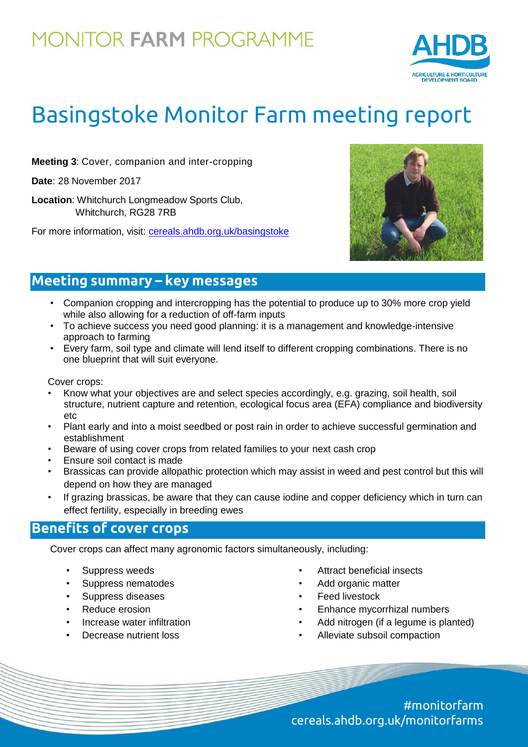MONITOR **FARM** PROGRAMME

# Basingstoke Monitor Farm meeting report

**Meeting 3**: Cover, companion and inter-cropping

**Date**: 28 November 2017

**Location**: Whitchurch Longmeadow Sports Club, Whitchurch, RG28 7RB

For more information, visit: [cereals.ahdb.org.uk/basingstoke](cereals.ahdb.org.uk/basingstoke)

## Meeting summary – key messages

- Companion cropping and intercropping has the potential to produce up to 30% more crop yield while also allowing for a reduction of off-farm inputs
- To achieve success you need good planning: it is a management and knowledge-intensive approach to farming
- Every farm, soil type and climate will lend itself to different cropping combinations. There is no one blueprint that will suit everyone.

Cover crops:

- Know what your objectives are and select species accordingly, e.g. grazing, soil health, soil structure, nutrient capture and retention, ecological focus area (EFA) compliance and biodiversity etc
- Plant early and into a moist seedbed or post rain in order to achieve successful germination and establishment
- Beware of using cover crops from related families to your next cash crop
- Ensure soil contact is made
- Brassicas can provide allopathic protection which may assist in weed and pest control but this will depend on how they are managed
- If grazing brassicas, be aware that they can cause iodine and copper deficiency which in turn can effect fertility, especially in breeding ewes

## Benefits of cover crops

Cover crops can affect many agronomic factors simultaneously, including:

- Suppress weeds
- Suppress nematodes
- Suppress diseases
- Reduce erosion
- Increase water infiltration
- Decrease nutrient loss
- Attract beneficial insects
- Add organic matter
- Feed livestock
- Enhance mycorrhizal numbers
- Add nitrogen (if a legume is planted)
- Alleviate subsoil compaction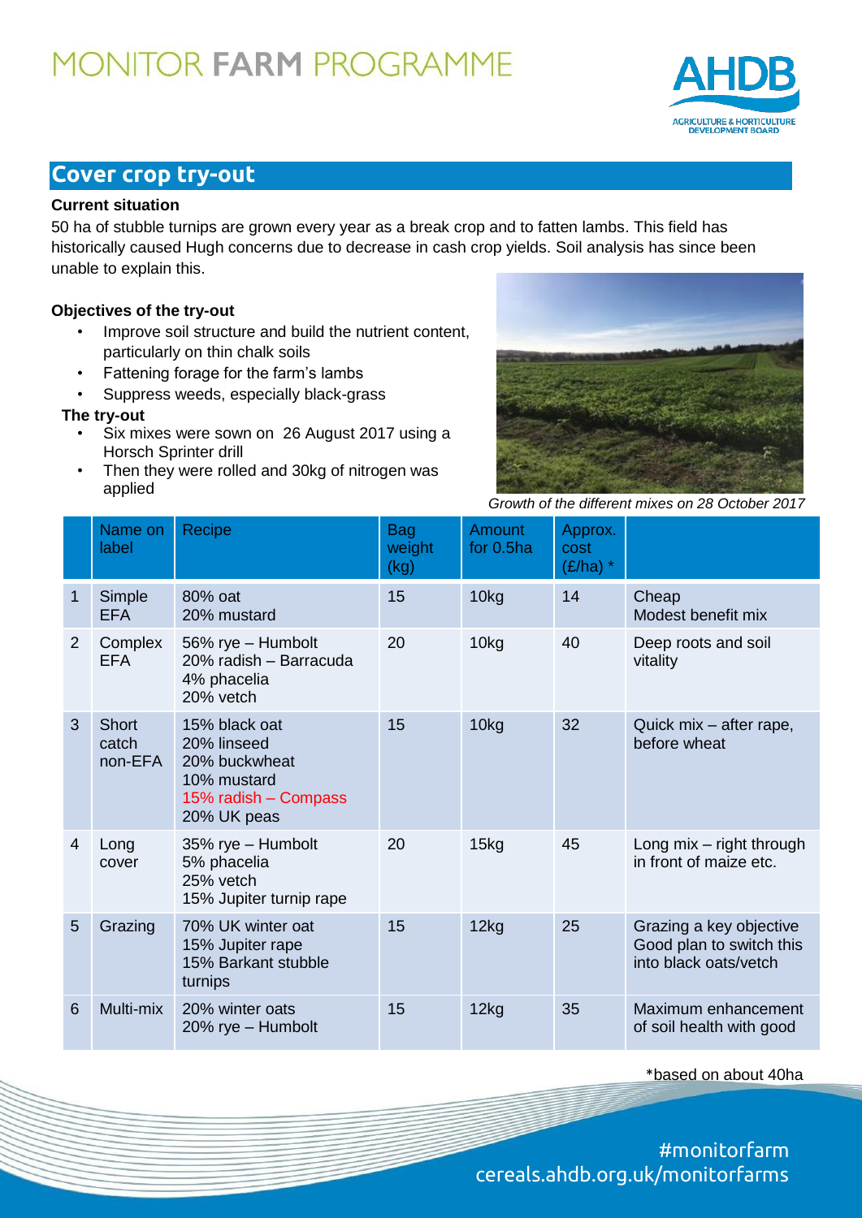# MONITOR FARM PROGRAMME

## Cover crop try-out

### Current situation

50 ha of stubble turnips are grown every year as a break crop and to fatten lambs. This field has historically caused Hugh concerns due to decrease in cash crop yields. Soil analysis has since been unable to explain this.

### Objectives of the try-out

- Improve soil structure and build the nutrient content, particularly on thin chalk soils
- Fattening forage for the farm's lambs
- Suppress weeds, especially black-grass

### The try-out

- Six mixes were sown on 26 August 2017 using a Horsch Sprinter drill
- Then they were rolled and 30kg of nitrogen was applied

*Growth of the different mixes on 28 October 2017*

| | Name on label | Recipe | Bag weight (kg) | Amount for 0.5ha | Approx. cost (£/ha) * | |
|---|---|---|---|---|---|---|
| 1 | Simple EFA | 80% oat<br>20% mustard | 15 | 10kg | 14 | Cheap<br>Modest benefit mix |
| 2 | Complex EFA | 56% rye – Humbolt<br>20% radish – Barracuda<br>4% phacelia<br>20% vetch | 20 | 10kg | 40 | Deep roots and soil vitality |
| 3 | Short catch non-EFA | 15% black oat<br>20% linseed<br>20% buckwheat<br>10% mustard<br>15% radish – Compass<br>20% UK peas | 15 | 10kg | 32 | Quick mix – after rape, before wheat |
| 4 | Long cover | 35% rye – Humbolt<br>5% phacelia<br>25% vetch<br>15% Jupiter turnip rape | 20 | 15kg | 45 | Long mix – right through in front of maize etc. |
| 5 | Grazing | 70% UK winter oat<br>15% Jupiter rape<br>15% Barkant stubble turnips | 15 | 12kg | 25 | Grazing a key objective<br>Good plan to switch this into black oats/vetch |
| 6 | Multi-mix | 20% winter oats<br>20% rye – Humbolt | 15 | 12kg | 35 | Maximum enhancement of soil health with good |

*based on about 40ha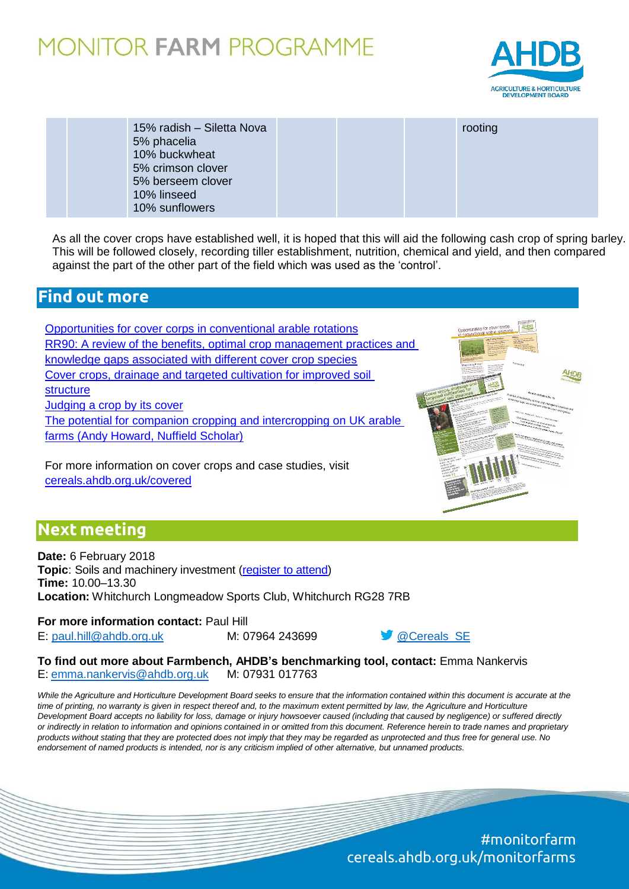| | | 15% radish – Siletta Nova<br>5% phacelia<br>10% buckwheat<br>5% crimson clover<br>5% berseem clover<br>10% linseed<br>10% sunflowers | | | | rooting |
|---|---|---|---|---|---|---|

As all the cover crops have established well, it is hoped that this will aid the following cash crop of spring barley. This will be followed closely, recording tiller establishment, nutrition, chemical and yield, and then compared against the part of the other part of the field which was used as the 'control'.

## Find out more

Opportunities for cover corps in conventional arable rotations
RR90: A review of the benefits, optimal crop management practices and knowledge gaps associated with different cover crop species
Cover crops, drainage and targeted cultivation for improved soil structure
Judging a crop by its cover
The potential for companion cropping and intercropping on UK arable farms (Andy Howard, Nuffield Scholar)

For more information on cover crops and case studies, visit cereals.ahdb.org.uk/covered

## Next meeting

**Date:** 6 February 2018
**Topic**: Soils and machinery investment (register to attend)
**Time:** 10.00–13.30
**Location:** Whitchurch Longmeadow Sports Club, Whitchurch RG28 7RB

**For more information contact:** Paul Hill
E: paul.hill@ahdb.org.uk M: 07964 243699 @Cereals_SE

**To find out more about Farmbench, AHDB's benchmarking tool, contact:** Emma Nankervis
E: emma.nankervis@ahdb.org.uk M: 07931 017763

*While the Agriculture and Horticulture Development Board seeks to ensure that the information contained within this document is accurate at the time of printing, no warranty is given in respect thereof and, to the maximum extent permitted by law, the Agriculture and Horticulture Development Board accepts no liability for loss, damage or injury howsoever caused (including that caused by negligence) or suffered directly or indirectly in relation to information and opinions contained in or omitted from this document. Reference herein to trade names and proprietary products without stating that they are protected does not imply that they may be regarded as unprotected and thus free for general use. No endorsement of named products is intended, nor is any criticism implied of other alternative, but unnamed products.*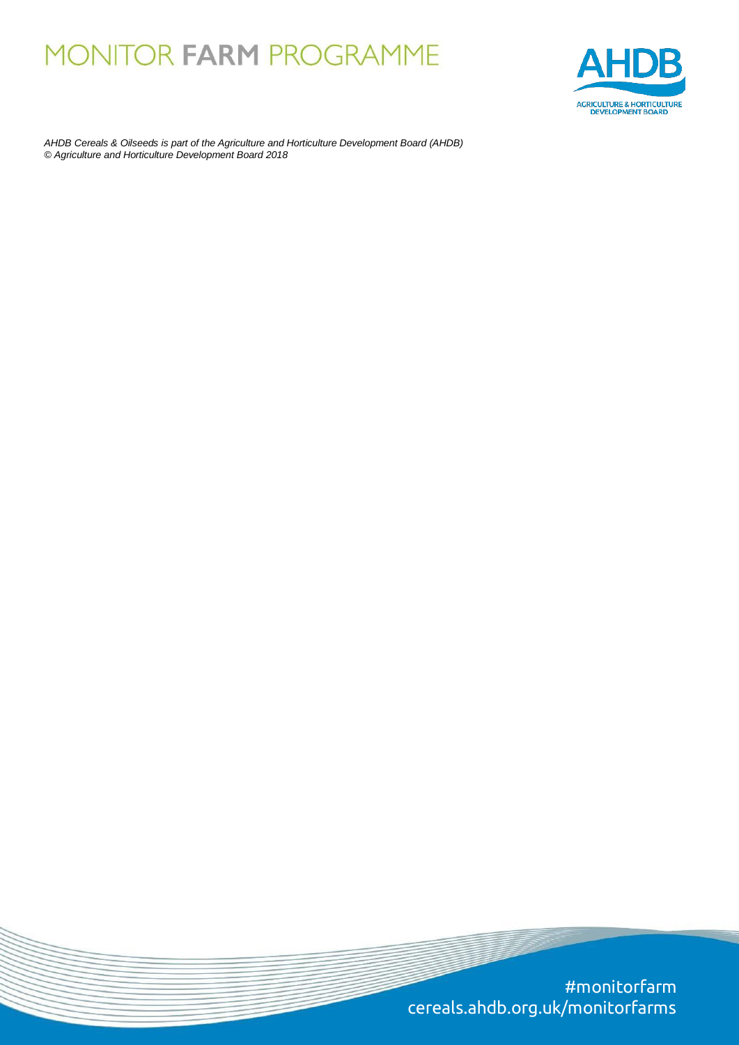MONITOR **FARM** PROGRAMME

AHDB

AGRICULTURE & HORTICULTURE DEVELOPMENT BOARD

*AHDB Cereals & Oilseeds is part of the Agriculture and Horticulture Development Board (AHDB)*
*© Agriculture and Horticulture Development Board 2018*

#monitorfarm
cereals.ahdb.org.uk/monitorfarms